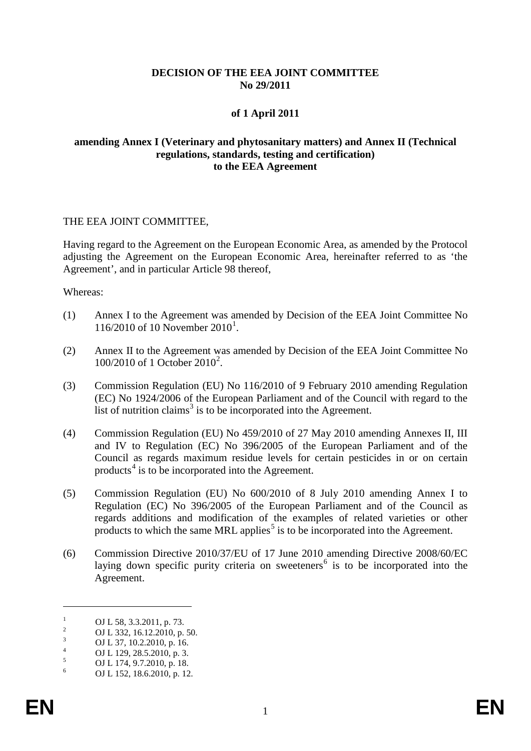**DECISION OF THE EEA JOINT COMMITTEE**
**No 29/2011**

**of 1 April 2011**

**amending Annex I (Veterinary and phytosanitary matters) and Annex II (Technical regulations, standards, testing and certification) to the EEA Agreement**

THE EEA JOINT COMMITTEE,

Having regard to the Agreement on the European Economic Area, as amended by the Protocol adjusting the Agreement on the European Economic Area, hereinafter referred to as 'the Agreement', and in particular Article 98 thereof,

Whereas:

(1) Annex I to the Agreement was amended by Decision of the EEA Joint Committee No 116/2010 of 10 November 2010[1].

(2) Annex II to the Agreement was amended by Decision of the EEA Joint Committee No 100/2010 of 1 October 2010[2].

(3) Commission Regulation (EU) No 116/2010 of 9 February 2010 amending Regulation (EC) No 1924/2006 of the European Parliament and of the Council with regard to the list of nutrition claims[3] is to be incorporated into the Agreement.

(4) Commission Regulation (EU) No 459/2010 of 27 May 2010 amending Annexes II, III and IV to Regulation (EC) No 396/2005 of the European Parliament and of the Council as regards maximum residue levels for certain pesticides in or on certain products[4] is to be incorporated into the Agreement.

(5) Commission Regulation (EU) No 600/2010 of 8 July 2010 amending Annex I to Regulation (EC) No 396/2005 of the European Parliament and of the Council as regards additions and modification of the examples of related varieties or other products to which the same MRL applies[5] is to be incorporated into the Agreement.

(6) Commission Directive 2010/37/EU of 17 June 2010 amending Directive 2008/60/EC laying down specific purity criteria on sweeteners[6] is to be incorporated into the Agreement.

---

[1] OJ L 58, 3.3.2011, p. 73.
[2] OJ L 332, 16.12.2010, p. 50.
[3] OJ L 37, 10.2.2010, p. 16.
[4] OJ L 129, 28.5.2010, p. 3.
[5] OJ L 174, 9.7.2010, p. 18.
[6] OJ L 152, 18.6.2010, p. 12.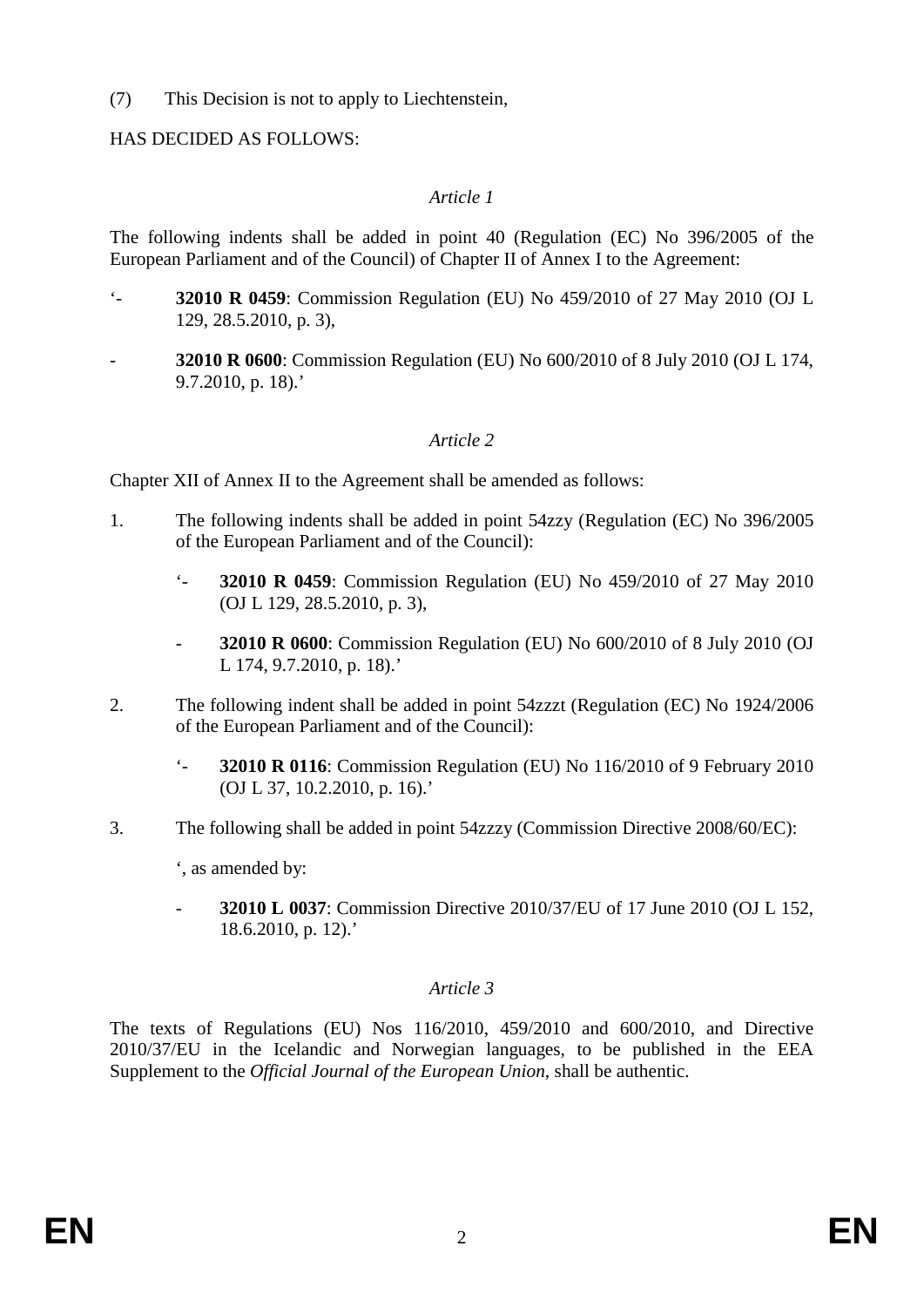(7) This Decision is not to apply to Liechtenstein,

HAS DECIDED AS FOLLOWS:

*Article 1*

The following indents shall be added in point 40 (Regulation (EC) No 396/2005 of the European Parliament and of the Council) of Chapter II of Annex I to the Agreement:

'- **32010 R 0459**: Commission Regulation (EU) No 459/2010 of 27 May 2010 (OJ L 129, 28.5.2010, p. 3),

- **32010 R 0600**: Commission Regulation (EU) No 600/2010 of 8 July 2010 (OJ L 174, 9.7.2010, p. 18).'

*Article 2*

Chapter XII of Annex II to the Agreement shall be amended as follows:

1. The following indents shall be added in point 54zzy (Regulation (EC) No 396/2005 of the European Parliament and of the Council):

   '- **32010 R 0459**: Commission Regulation (EU) No 459/2010 of 27 May 2010 (OJ L 129, 28.5.2010, p. 3),

   - **32010 R 0600**: Commission Regulation (EU) No 600/2010 of 8 July 2010 (OJ L 174, 9.7.2010, p. 18).'

2. The following indent shall be added in point 54zzzt (Regulation (EC) No 1924/2006 of the European Parliament and of the Council):

   '- **32010 R 0116**: Commission Regulation (EU) No 116/2010 of 9 February 2010 (OJ L 37, 10.2.2010, p. 16).'

3. The following shall be added in point 54zzzy (Commission Directive 2008/60/EC):

   ', as amended by:

   - **32010 L 0037**: Commission Directive 2010/37/EU of 17 June 2010 (OJ L 152, 18.6.2010, p. 12).'

*Article 3*

The texts of Regulations (EU) Nos 116/2010, 459/2010 and 600/2010, and Directive 2010/37/EU in the Icelandic and Norwegian languages, to be published in the EEA Supplement to the *Official Journal of the European Union*, shall be authentic.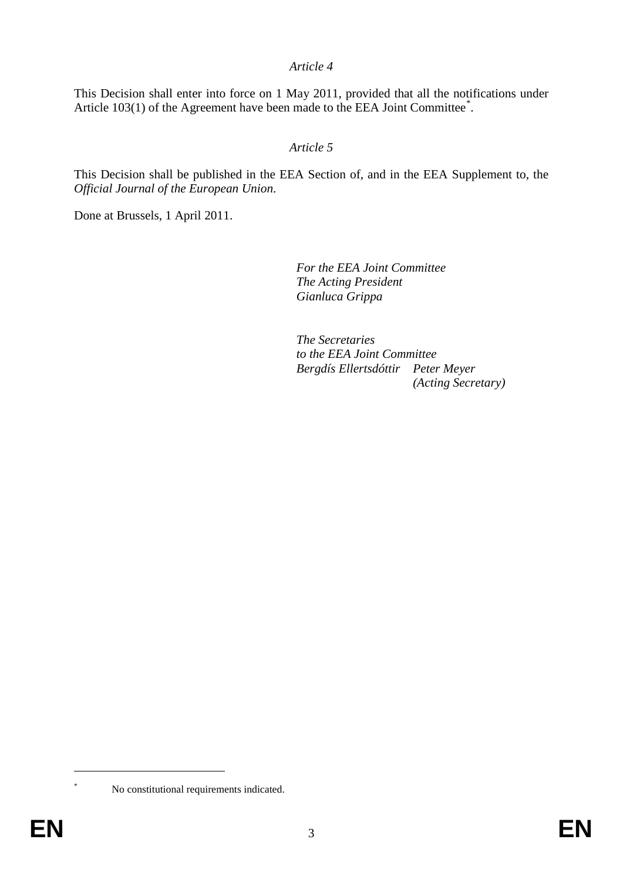*Article 4*

This Decision shall enter into force on 1 May 2011, provided that all the notifications under Article 103(1) of the Agreement have been made to the EEA Joint Committee[*].

*Article 5*

This Decision shall be published in the EEA Section of, and in the EEA Supplement to, the *Official Journal of the European Union*.

Done at Brussels, 1 April 2011.

*For the EEA Joint Committee*
*The Acting President*
*Gianluca Grippa*

*The Secretaries*
*to the EEA Joint Committee*
*Bergdís Ellertsdóttir*    *Peter Meyer*
*(Acting Secretary)*

---

[*] No constitutional requirements indicated.